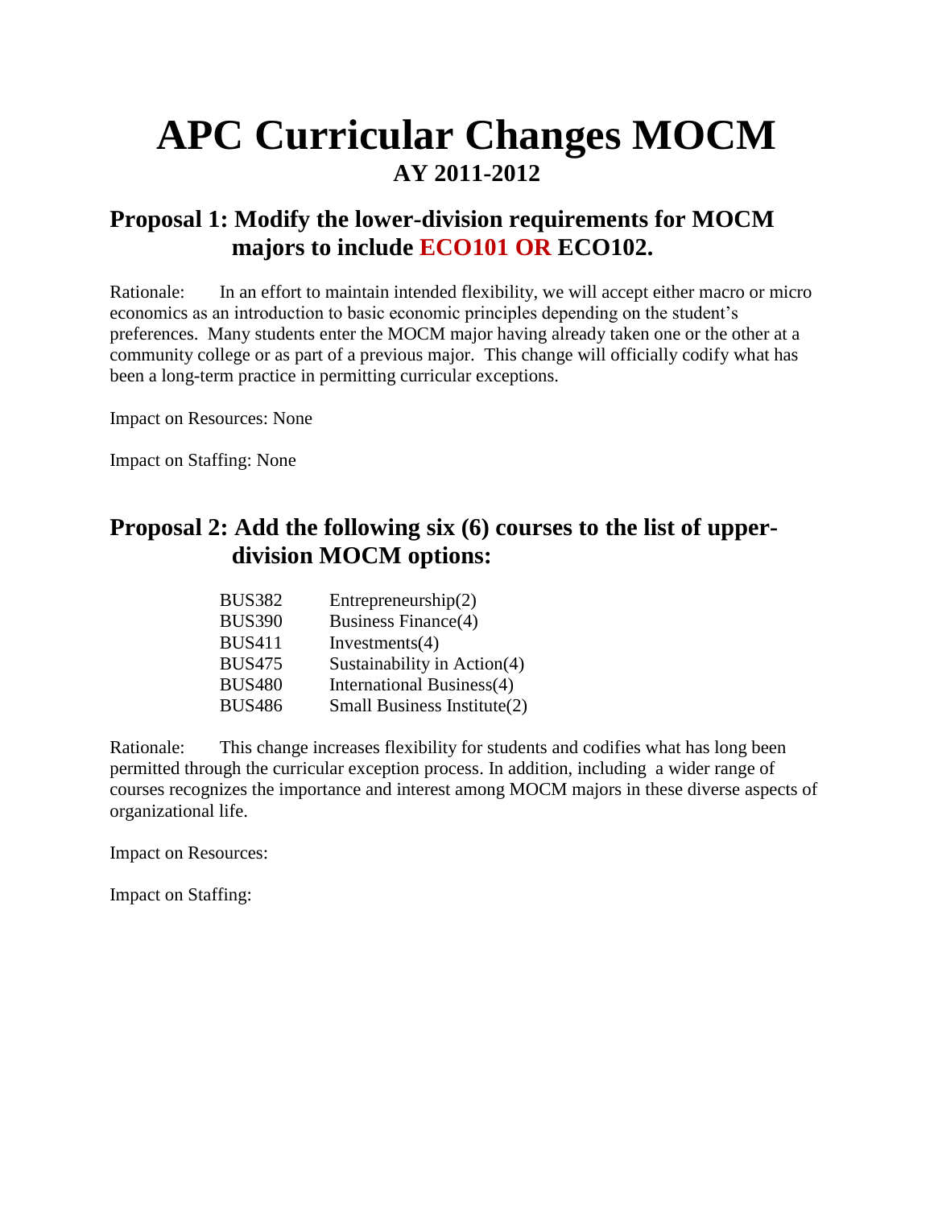# APC Curricular Changes MOCM

## AY 2011-2012

## Proposal 1: Modify the lower-division requirements for MOCM majors to include ECO101 OR ECO102.

Rationale: In an effort to maintain intended flexibility, we will accept either macro or micro economics as an introduction to basic economic principles depending on the student's preferences. Many students enter the MOCM major having already taken one or the other at a community college or as part of a previous major. This change will officially codify what has been a long-term practice in permitting curricular exceptions.

Impact on Resources: None

Impact on Staffing: None

## Proposal 2: Add the following six (6) courses to the list of upper-division MOCM options:

| | |
|---|---|
| BUS382 | Entrepreneurship(2) |
| BUS390 | Business Finance(4) |
| BUS411 | Investments(4) |
| BUS475 | Sustainability in Action(4) |
| BUS480 | International Business(4) |
| BUS486 | Small Business Institute(2) |

Rationale: This change increases flexibility for students and codifies what has long been permitted through the curricular exception process. In addition, including a wider range of courses recognizes the importance and interest among MOCM majors in these diverse aspects of organizational life.

Impact on Resources:

Impact on Staffing: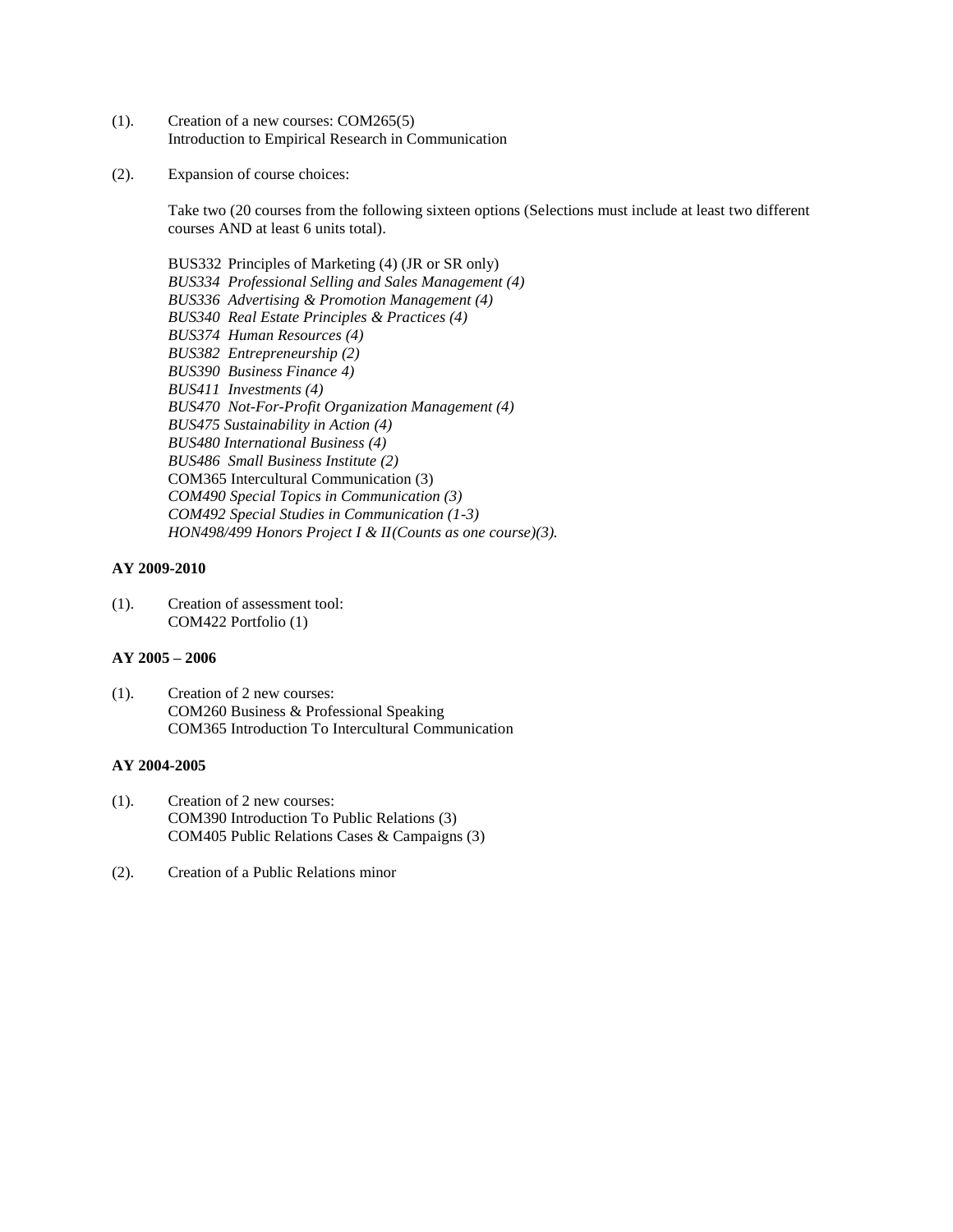(1). Creation of a new courses: COM265(5)
Introduction to Empirical Research in Communication

(2). Expansion of course choices:

Take two (20 courses from the following sixteen options (Selections must include at least two different courses AND at least 6 units total).

BUS332 Principles of Marketing (4) (JR or SR only)
*BUS334 Professional Selling and Sales Management (4)*
*BUS336 Advertising & Promotion Management (4)*
*BUS340 Real Estate Principles & Practices (4)*
*BUS374 Human Resources (4)*
*BUS382 Entrepreneurship (2)*
*BUS390 Business Finance 4)*
*BUS411 Investments (4)*
*BUS470 Not-For-Profit Organization Management (4)*
*BUS475 Sustainability in Action (4)*
*BUS480 International Business (4)*
*BUS486 Small Business Institute (2)*
COM365 Intercultural Communication (3)
*COM490 Special Topics in Communication (3)*
*COM492 Special Studies in Communication (1-3)*
*HON498/499 Honors Project I & II(Counts as one course)(3).*

**AY 2009-2010**

(1). Creation of assessment tool:
COM422 Portfolio (1)

**AY 2005 – 2006**

(1). Creation of 2 new courses:
COM260 Business & Professional Speaking
COM365 Introduction To Intercultural Communication

**AY 2004-2005**

(1). Creation of 2 new courses:
COM390 Introduction To Public Relations (3)
COM405 Public Relations Cases & Campaigns (3)

(2). Creation of a Public Relations minor